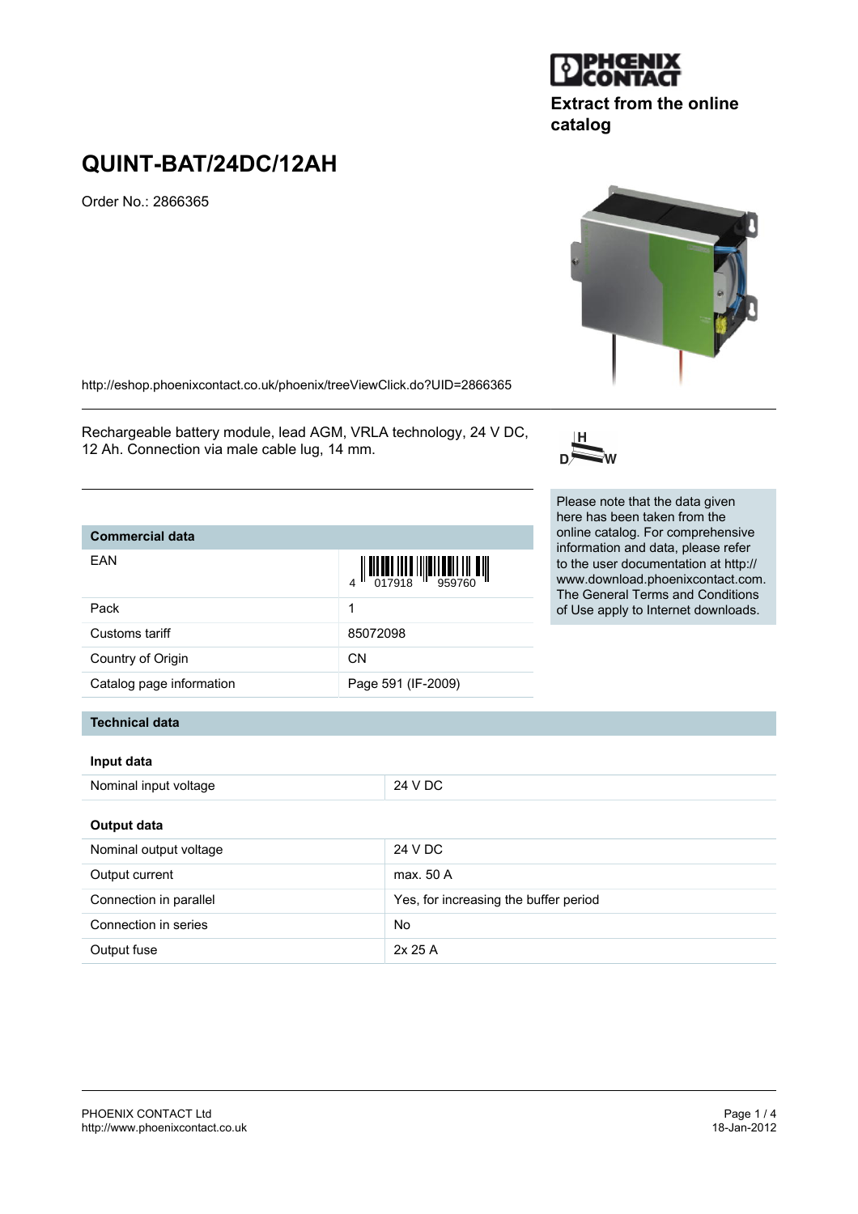Extract from the online catalog

# QUINT-BAT/24DC/12AH

Order No.: 2866365

http://eshop.phoenixcontact.co.uk/phoenix/treeViewClick.do?UID=2866365

Rechargeable battery module, lead AGM, VRLA technology, 24 V DC, 12 Ah. Connection via male cable lug, 14 mm.

Please note that the data given here has been taken from the online catalog. For comprehensive information and data, please refer to the user documentation at http://www.download.phoenixcontact.com. The General Terms and Conditions of Use apply to Internet downloads.

| Commercial data | |
|---|---|
| EAN | 4 017918 959760 |
| Pack | 1 |
| Customs tariff | 85072098 |
| Country of Origin | CN |
| Catalog page information | Page 591 (IF-2009) |

## Technical data

### Input data

| | |
|---|---|
| Nominal input voltage | 24 V DC |

### Output data

| | |
|---|---|
| Nominal output voltage | 24 V DC |
| Output current | max. 50 A |
| Connection in parallel | Yes, for increasing the buffer period |
| Connection in series | No |
| Output fuse | 2x 25 A |

PHOENIX CONTACT Ltd
http://www.phoenixcontact.co.uk

18-Jan-2012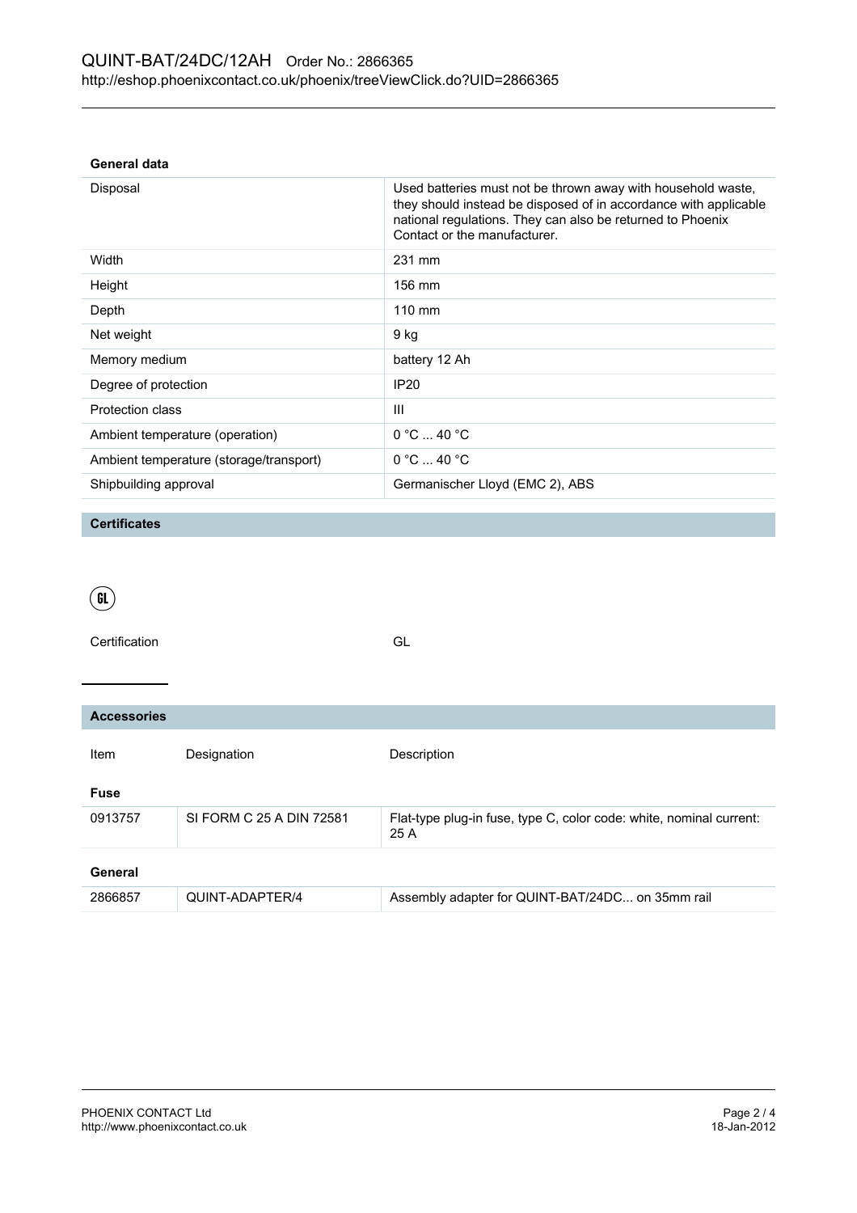QUINT-BAT/24DC/12AH Order No.: 2866365
http://eshop.phoenixcontact.co.uk/phoenix/treeViewClick.do?UID=2866365

**General data**

| | |
|---|---|
| Disposal | Used batteries must not be thrown away with household waste, they should instead be disposed of in accordance with applicable national regulations. They can also be returned to Phoenix Contact or the manufacturer. |
| Width | 231 mm |
| Height | 156 mm |
| Depth | 110 mm |
| Net weight | 9 kg |
| Memory medium | battery 12 Ah |
| Degree of protection | IP20 |
| Protection class | III |
| Ambient temperature (operation) | 0 °C ... 40 °C |
| Ambient temperature (storage/transport) | 0 °C ... 40 °C |
| Shipbuilding approval | Germanischer Lloyd (EMC 2), ABS |

## Certificates

GL

Certification GL

## Accessories

| Item | Designation | Description |
|---|---|---|
| **Fuse** | | |
| 0913757 | SI FORM C 25 A DIN 72581 | Flat-type plug-in fuse, type C, color code: white, nominal current: 25 A |
| **General** | | |
| 2866857 | QUINT-ADAPTER/4 | Assembly adapter for QUINT-BAT/24DC... on 35mm rail |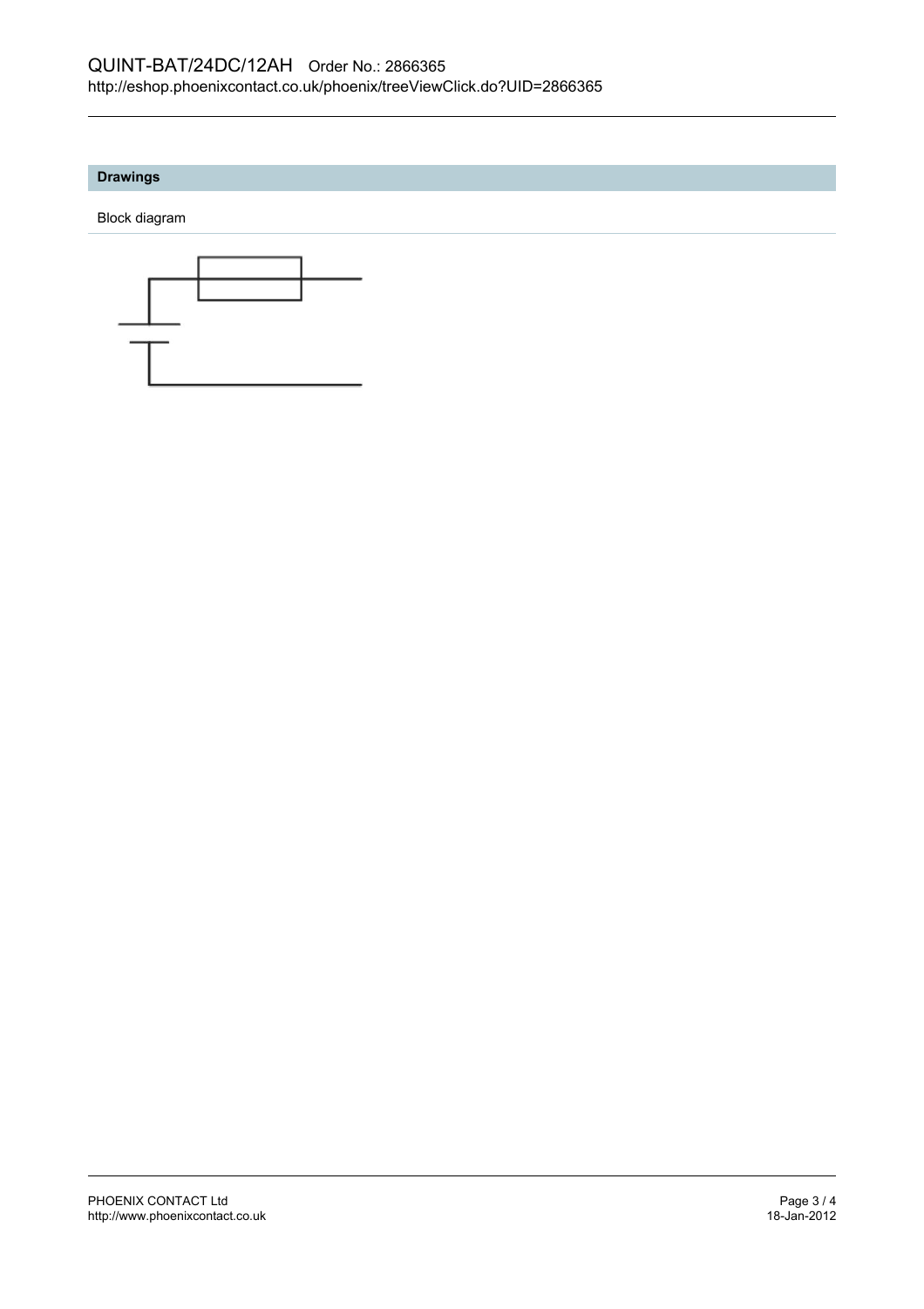## Drawings

Block diagram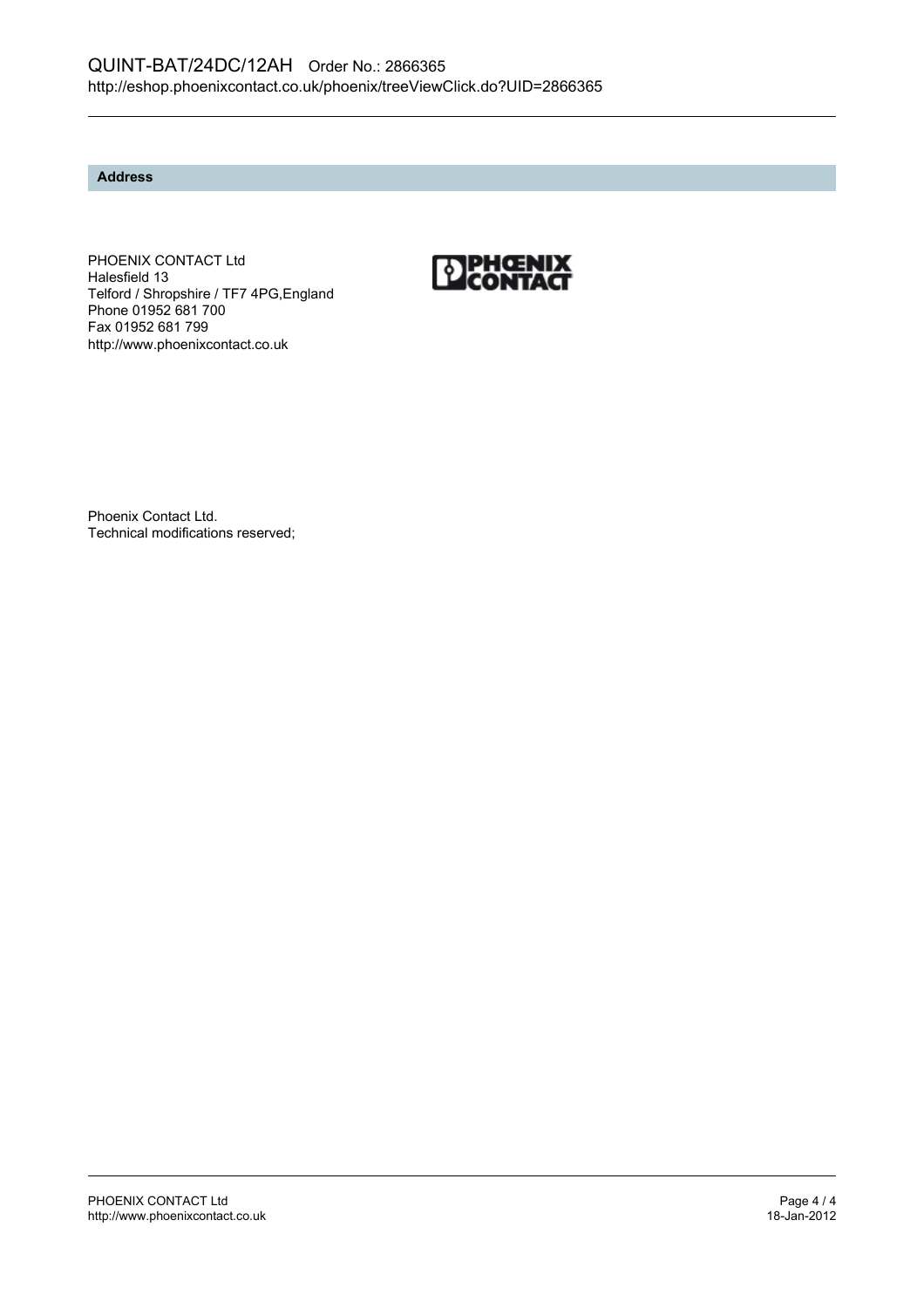## Address

PHOENIX CONTACT Ltd
Halesfield 13
Telford / Shropshire / TF7 4PG,England
Phone 01952 681 700
Fax 01952 681 799
http://www.phoenixcontact.co.uk

Phoenix Contact Ltd.
Technical modifications reserved;